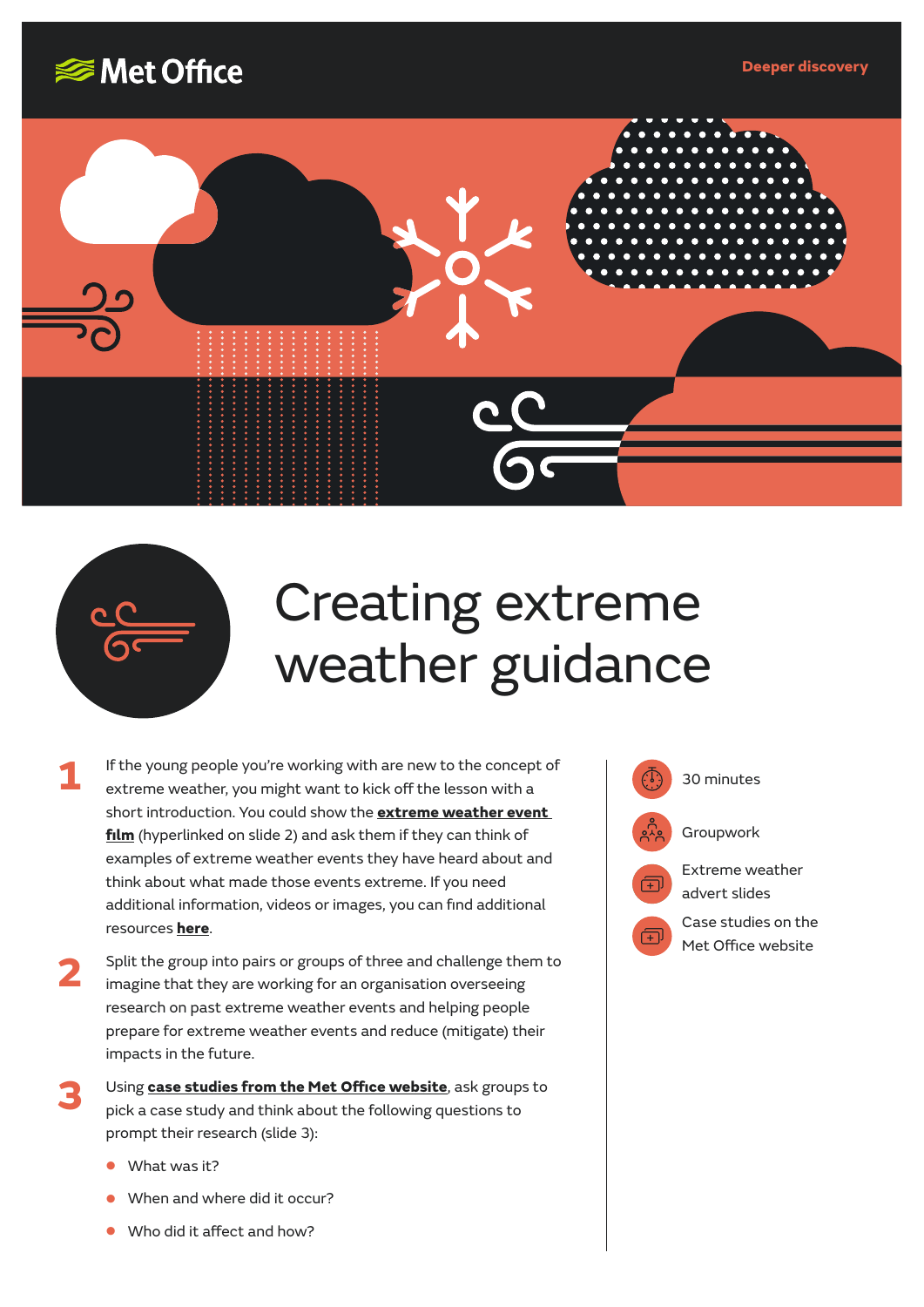Met Office

Deeper discovery

# Creating extreme weather guidance

30 minutes

Groupwork

Extreme weather advert slides

Case studies on the Met Office website

**1** If the young people you're working with are new to the concept of extreme weather, you might want to kick off the lesson with a short introduction. You could show the **extreme weather event film** (hyperlinked on slide 2) and ask them if they can think of examples of extreme weather events they have heard about and think about what made those events extreme. If you need additional information, videos or images, you can find additional resources **here**.

**2** Split the group into pairs or groups of three and challenge them to imagine that they are working for an organisation overseeing research on past extreme weather events and helping people prepare for extreme weather events and reduce (mitigate) their impacts in the future.

**3** Using **case studies from the Met Office website**, ask groups to pick a case study and think about the following questions to prompt their research (slide 3):

- What was it?
- When and where did it occur?
- Who did it affect and how?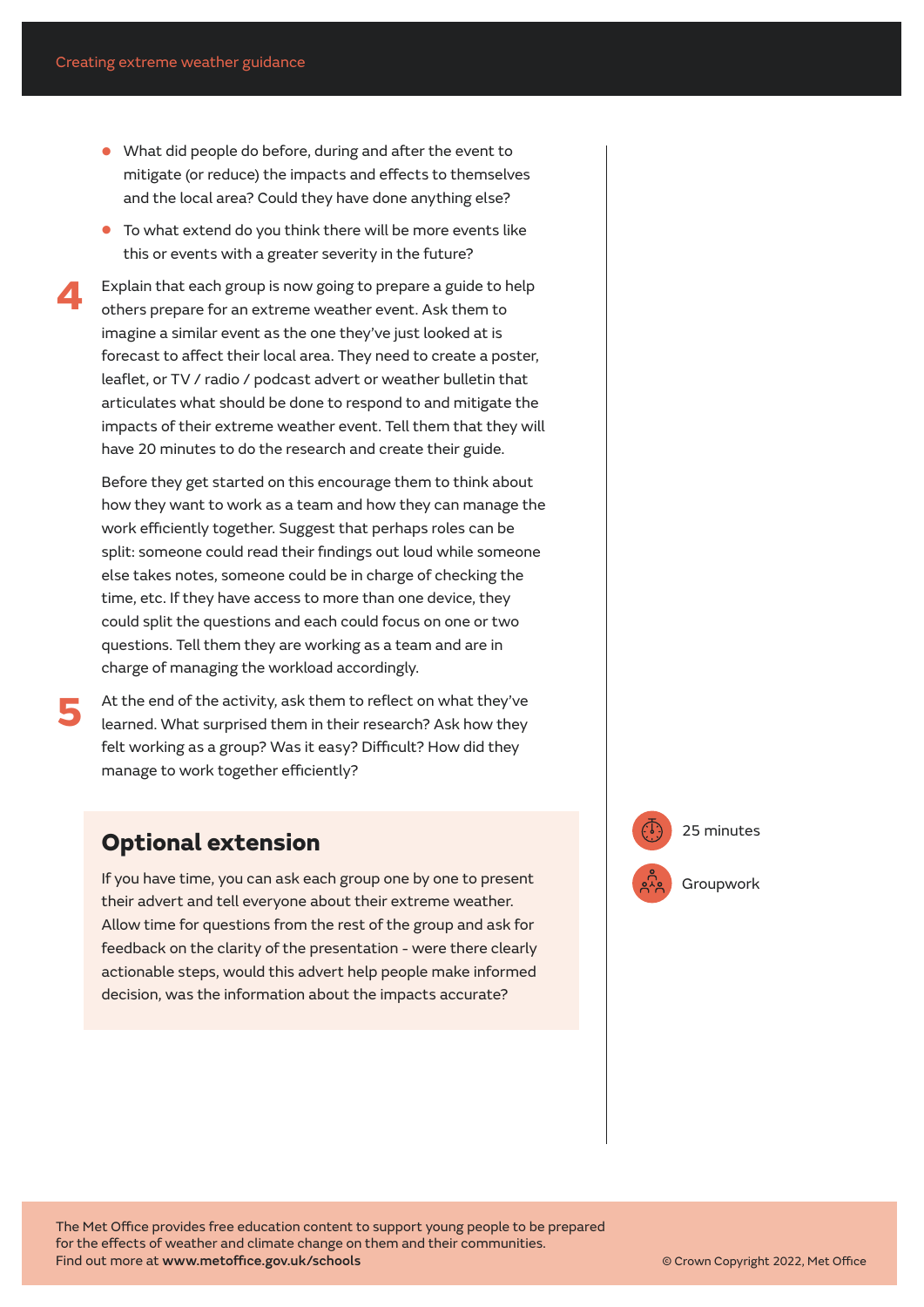- What did people do before, during and after the event to mitigate (or reduce) the impacts and effects to themselves and the local area? Could they have done anything else?
- To what extend do you think there will be more events like this or events with a greater severity in the future?

**4** Explain that each group is now going to prepare a guide to help others prepare for an extreme weather event. Ask them to imagine a similar event as the one they've just looked at is forecast to affect their local area. They need to create a poster, leaflet, or TV / radio / podcast advert or weather bulletin that articulates what should be done to respond to and mitigate the impacts of their extreme weather event. Tell them that they will have 20 minutes to do the research and create their guide.

Before they get started on this encourage them to think about how they want to work as a team and how they can manage the work efficiently together. Suggest that perhaps roles can be split: someone could read their findings out loud while someone else takes notes, someone could be in charge of checking the time, etc. If they have access to more than one device, they could split the questions and each could focus on one or two questions. Tell them they are working as a team and are in charge of managing the workload accordingly.

**5** At the end of the activity, ask them to reflect on what they've learned. What surprised them in their research? Ask how they felt working as a group? Was it easy? Difficult? How did they manage to work together efficiently?

## Optional extension

If you have time, you can ask each group one by one to present their advert and tell everyone about their extreme weather. Allow time for questions from the rest of the group and ask for feedback on the clarity of the presentation - were there clearly actionable steps, would this advert help people make informed decision, was the information about the impacts accurate?

25 minutes

Groupwork

The Met Office provides free education content to support young people to be prepared for the effects of weather and climate change on them and their communities.
Find out more at **www.metoffice.gov.uk/schools**

© Crown Copyright 2022, Met Office